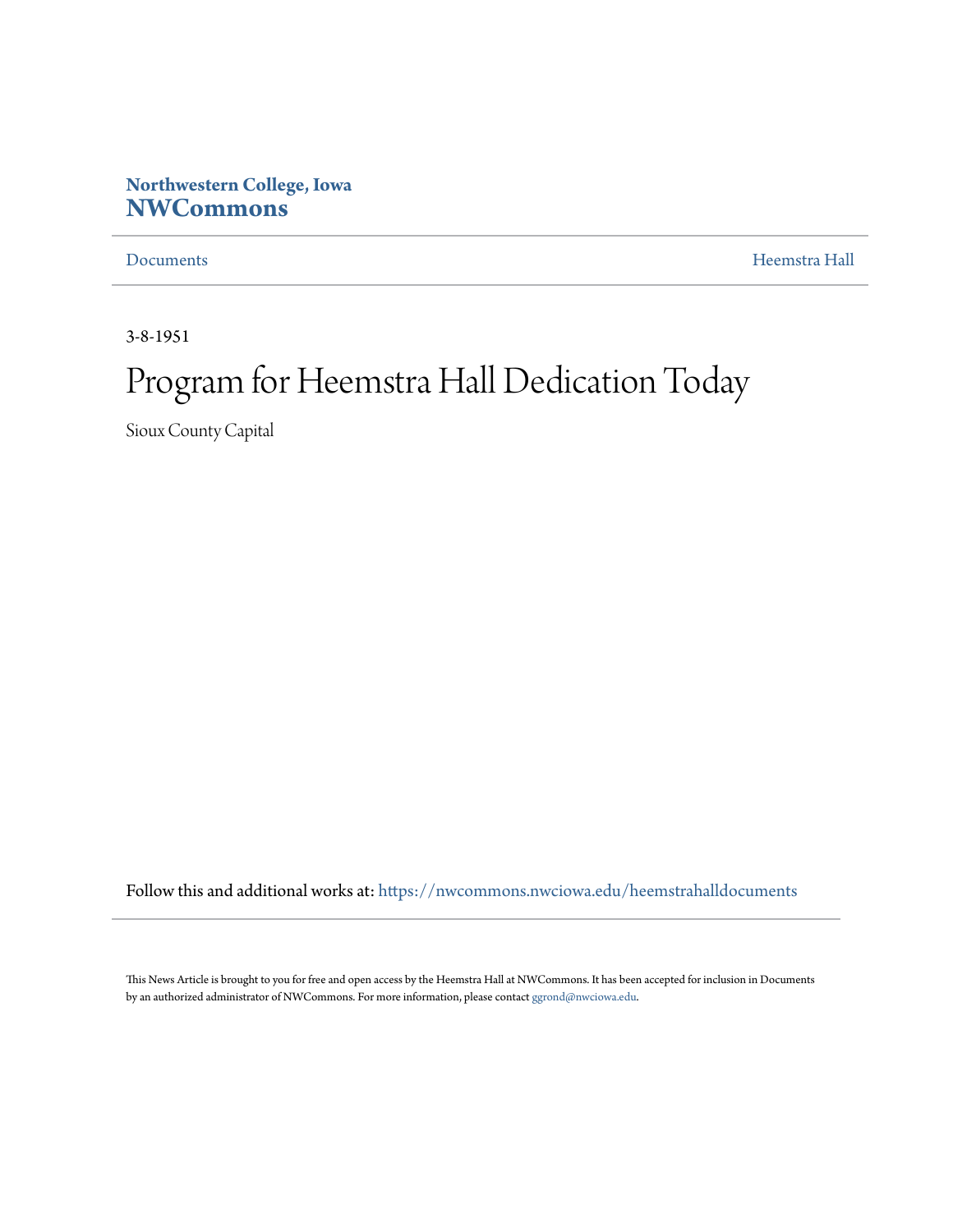Northwestern College, Iowa
**NWCommons**

Documents | Heemstra Hall

3-8-1951

# Program for Heemstra Hall Dedication Today

Sioux County Capital

Follow this and additional works at: https://nwcommons.nwciowa.edu/heemstrahalldocuments

This News Article is brought to you for free and open access by the Heemstra Hall at NWCommons. It has been accepted for inclusion in Documents by an authorized administrator of NWCommons. For more information, please contact ggrond@nwciowa.edu.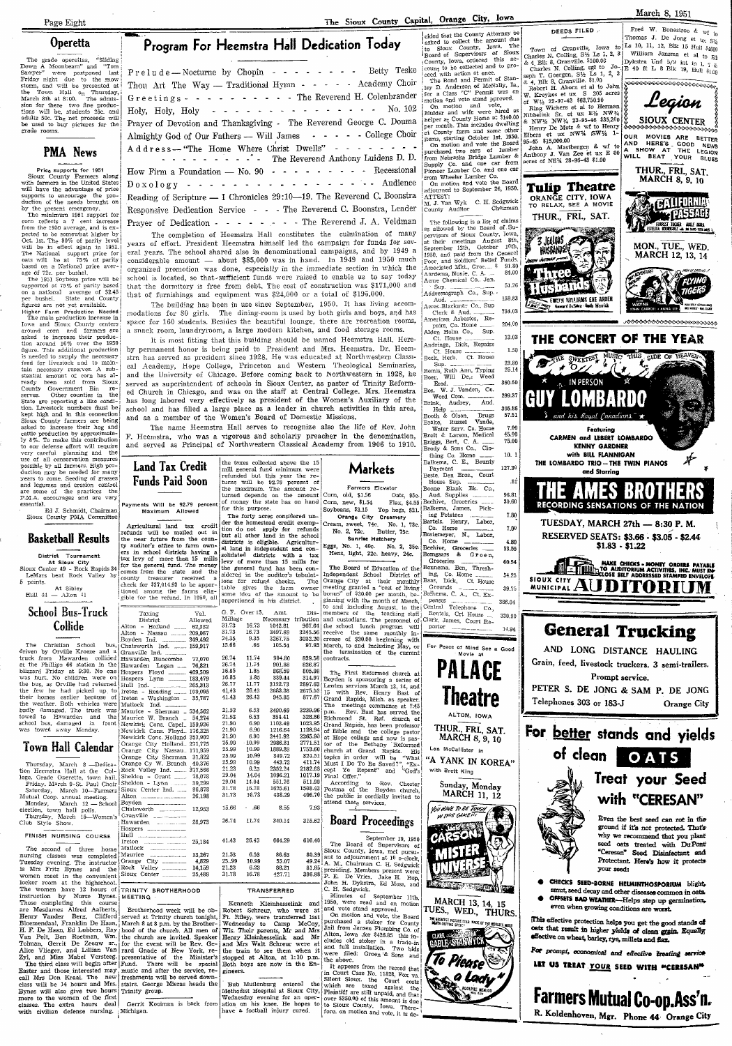# Operetta

The grade operettas, "Sliding Down A Moonbeam" and "Tom Sawyer" were postponed last Friday night due to the snow storm, and will be presented at the Town Hall on Thursday, March 8th at 8:00. The admission for these two fine productions will be, students 25c. and adults 50c. The net proceeds will be used to buy pictures for the grade rooms.

# PMA News

**Price supports for 1951**

Sioux County Farmers along with farmers in the United States will have the advantage of price supports to encourage the production of the needs brought on by the present emergency.

The minimum 1951 support for corn reflects a 7 cent increase from the 1950 average, and is expected to be somewhat higher by Oct. 1st. The 90% of parity level will be in effect again in 1951. The National support price for oats will be at 75% of parity based on a National price average of 72c. per bushel.

The 1951 Soybean price will be supported at 75% of parity based on a national average of $2.45 per bushel. State and County figures are not yet available.

**Higher Farm Production Needed**

The main production increase in Iowa and Sioux County centers around corn and farmers are asked to increase their production around 16% over the 1950 figure. This additional production is needed to supply the necessary feed for livestock and to maintain necessary reserves. A substantial amount of corn has already been sold from Sioux County Government Bin reserves. Other counties in the State are reporting a like condition. Livestock numbers must be kept high and in this connection Sioux County farmers are being asked to increase their hog and cattle production by approximately 6%. To make this contribution to our defense effort will require very careful planning and the use of all conservation measures possible by all farmers. High production may be needed for many years to come. Seeding of grasses and legumes and erosion control are some of the practices the P.M.A. encourages and are very essential.

Ed J. Schmidt, Chairman
Sioux County PMA Committee

# Basketball Results

**District Tournament**
**At Sioux City**

Sioux Center 59 – Rock Rapids 34
LeMars beat Rock Valley by 5 points.

**At Sibley**

Hull 44 — Alton 41

# School Bus-Truck Collide

The Christian School bus, driven by Orville Kroeze and a truck from Hawarden collided at the Phillips 66 station in the blizzard Friday at 9:30. No one was hurt. No children were on the bus, as Orville had returned the few he had picked up to their homes because of the weather. Both vehicles were badly damaged. The truck was towed to Hawarden and the school bus, damaged in front was towed away Monday.

# Town Hall Calendar

Thursday, March 8 —Dedication Heemstra Hall at the College. Grade Operetta, town hall.

Friday, March 9—St. Paul Choir.

Saturday, March 10—Farmers Mutual Coop. annual meeting.

Monday, March 12 — School election, town hall polls

Thursday, March 15—Women's Club Style Show.

# FINISH NURSING COURSE

The second of three home nursing classes was completed Tuesday evening. The instructor is Mrs Fritz Bynes and the women meet in the convenient locker room at the highschool. The women have 12 hours of instruction by Nurse Bynes. Those completing this course are Mesdames Alfred Aalberts, Henry Vander Berg, Clifford Bloemendaal, Franklin De Haan, H. F. De Haan, Ed Lubbers, Ray Van Pelt, Ben Roetman, Wm. Tolman, Gerrit De Zeeuw sr., Alice Vlieger, and Lillian Van Zyl, and Miss Mabel Versteeg.

The third class will begin after Easter and those interested may call Mrs Don Kraai. The new class will be 14 hours and Mrs. Bynes will also give two hours more to the women of the first classes. The extra hours deal with civilian defense nursing.

# Program For Heemstra Hall Dedication Today

| | |
|---|---|
| Prelude—Nocturne by Chopin | Betty Teske |
| Thou Art The Way — Traditional Hymn | Academy Choir |
| Greetings | The Reverend H. Colenbrander |
| Holy, Holy, Holy | No. 102 |
| Prayer of Devotion and Thanksgiving - The Reverend George C. Douma | |
| Almighty God of Our Fathers — Will James | College Choir |
| Address—"The Home Where Christ Dwells" | The Reverend Anthony Luidens D. D. |
| How Firm a Foundation — No. 90 | Recessional |
| Doxology | Audience |
| Reading of Scripture — I Chronicles 29:10—19. The Reverend C. Boonstra | |
| Responsive Dedication Service - - - The Reverend C. Boonstra, Leader | |
| Prayer of Dedication | The Reverend J. A. Veldman |

The completion of Heemstra Hall constitutes the culmination of many years of effort. President Heemstra himself led the campaign for funds for several years. The school shared also in denominational campaigns, and by 1949 a considerable amount — about $85,000 was in hand. In 1949 and 1950 much organized promotion was done, especially in the immediate section in which the school is located, so that sufficient funds were raised to enable us to say today that the dormitory is free from debt. The cost of construction was $171,000 and that of furnishings and equipment was $24,000 or a total of $195,000.

The building has been in use since September, 1950. It has living accommodations for 80 girls. The dining-room is used by both girls and boys, and has space for 160 students. Besides the beautiful lounge, there are recreation rooms, a snack room, laundry-room, a large modern kitchen, and food storage rooms.

It is most fitting that this building should be named Heemstra Hall. Hereby permanent honor is being paid to President and Mrs. Heemstra. Dr. Heemstra has served as president since 1928. He was educated at Northwestern Classical Academy, Hope College, Princeton and Western Theological Seminaries, and the University of Chicago. Before coming back to Northwestern in 1928, he served as superintendent of schools in Sioux Center, as pastor of Trinity Reformed Church in Chicago, and was on the staff at Central College. Mrs. Heemstra has long labored very effectively as president of the Woman's Auxiliary of the school and has filled a large place as a leader in church activities in this area, and as a member of the Women's Board of Domestic Missions.

The name Heemstra Hall serves to recognize also the life of Rev. John F. Heemstra, who was a vigorous and scholarly preacher in the denomination, and served as Principal of Northwestern Classical Academy from 1906 to 1910.

# Land Tax Credit Funds Paid Soon

Payments Will be 92.79 percent of Maximum Allowed

Agricultural land tax credit refunds will be mailed out in the near future from the county auditor's office to farm owners in school districts having a tax levy of more than 15 mills for the general fund. The money comes from the state and the county treasurer received a check for $37,614.93 to be apportioned among the forms eligible for the refund. In 1950, all the taxes collected above the 15 mill general fund minimum were refunded but this year the returns will be 92.79 percent of the maximum. The amount returned depends on the amount of money the state has on hand for this purpose.

The forty acres considered under the homestead credit exemption do not apply for refunds but all other land in the school districts is eligible. Agricultural land in independent and consolidated districts with a tax levy of more than 15 mills for the general fund has been considered in the auditor's tabulations for refund checks. The table gives the farm owner some idea of the amount to be apportioned in his district.

| Taxing District | Val. Allowed | G. F. Millage | Over 15 | Amt. Necessary | Distribution |
|---|---|---|---|---|---|
| Alton - Holland | 62,332 | 31.73 | 16.73 | 1042.81 | 967.64 |
| Alton - Nassau | 209,807 | 31.73 | 16.73 | 3497.69 | 3245.80 |
| Boyden Ind. | 349,492 | 24.35 | 9.35 | 3267.75 | 3032.20 |
| Chatsworth Ind. | 159,917 | 15.66 | .66 | 105.54 | 97.93 |
| Granville Ind. | | | | | |
| Hawarden Buncombe | 77,070 | 26.74 | 11.74 | 904.80 | 839.56 |
| Hawarden Logan | 76,821 | 26.74 | 11.74 | 901.88 | 836.87 |
| Hospers Floyd | 469,509 | 16.85 | 1.85 | 868.59 | 805.96 |
| Hospers Lynn | 183,479 | 16.85 | 1.85 | 339.44 | 314.97 |
| Hull Ind. | 265,313 | 26.77 | 11.77 | 3122.73 | 2897.63 |
| Ireton - Reading | 109,095 | 41.43 | 26.43 | 2883.38 | 2675.53 |
| Ireton - Washington | 35,787 | 41.43 | 26.43 | 945.85 | 877.67 |
| Matlock Ind. | | | | | |
| Maurice - Sherman | 534,562 | 21.53 | 6.53 | 3490.69 | 3239.06 |
| Maurice W. Branch | 54,274 | 21.53 | 6.53 | 354.41 | 328.86 |
| Newkirk Cons. Capel | 159,926 | 21.90 | 6.90 | 1103.49 | 1023.95 |
| Newkirk Cons. Floyd | 176,325 | 21.90 | 6.90 | 1216.64 | 1128.94 |
| Newkirk Cons. Holland | 353,902 | 21.90 | 6.90 | 2441.92 | 2265.90 |
| Orange City Holland | 271,775 | 25.99 | 10.99 | 2986.81 | 2771.51 |
| Orange City Nassau | 171,959 | 25.99 | 10.99 | 1889.83 | 1753.60 |
| Orange City Sherman | 31,822 | 25.99 | 10.99 | 349.72 | 324.51 |
| Orange Cy W. Branch | 40,376 | 25.99 | 10.99 | 443.73 | 411.74 |
| Rock Valley Ind. | 377,566 | 21.23 | 6.23 | 2352.24 | 2182.68 |
| Sheldon - Grant | 78,078 | 29.04 | 14.04 | 1096.21 | 1017.19 |
| Sheldon - Lynn | 39,290 | 29.04 | 14.04 | 551.63 | 511.86 |
| Sioux Center Ind. | 96,378 | 31.78 | 16.78 | 1625.61 | 1508.43 |
| Alton | 26,198 | 31.73 | 16.73 | 438.29 | 406.70 |
| Boyden | | | | | |
| Chatsworth | 12,953 | 15.66 | .66 | 8.55 | 7.93 |
| Granville | | | | | |
| Hawarden | 28,973 | 26.74 | 11.74 | 340.14 | 315.62 |
| Hospers | | | | | |
| Hull | | | | | |
| Ireton | 25,134 | 41.43 | 26.43 | 664.29 | 616.40 |
| Matlock | | | | | |
| Maurice | 13,267 | 21.53 | 6.53 | 86.63 | 80.39 |
| Orange City | 4,829 | 25.99 | 10.99 | 53.07 | 49.24 |
| Rock Valley | 14,159 | 21.23 | 6.23 | 88.21 | 81.85 |
| Sioux Center | 25,489 | 31.78 | 16.78 | 427.71 | 396.88 |

# TRINITY BROTHERHOOD MEETING

Brotherhood week will be observed at Trinity church tonight, March 8 at 8 p.m. by the Brotherhood of the church. All men of the church are invited. Speaker for the event will be Rev. Gerard Gnade of New York, representative of the Minister's Fund. There will be special music and after the service, refreshments will be served downstairs. George Mieras heads the Trinity group.

Gerrit Kooiman is back from Michigan.

# TRANSFERRED

Kenneth Kleinhesselink and Robert Schreur, who were at Ft. Riley, were transferred last Wednesday to Camp McCoy, Wis. Their parents, Mr and Mrs Henry Kleinhesselink and Mr and Mrs Walt Schreur were at the train to see them when it stopped at Alton, at 1:10 p.m. Both boys are now in the Engineers.

Bob Muilenburg entered the Methodist Hospital at Sioux City, Wednesday evening for an operation on his knee. He hopes to have a football injury cured.

# Markets

**Farmers Elevator**

Corn, old, $1.56 Oats, 85c.
Corn, new, $1.54 Flax, $4.55
Soybeans, $3.15 Top hogs, $21.

**Orange City Creamery**

Cream, sweet, 74c. No. 1, 73c.
No. 2, 72c. Butter, 75c.

**Sunrise Hatchery**

Eggs, No. 1, 40c. No. 2, 35c.
Hens, light, 22c. heavy, 24c.

The Board of Education of the Independent School District of Orange City at their monthly meeting granted a "cost of living bonus" of $30.00 per month, beginning with the month of March, to and including August, to the members of the teaching staff and custodians. The personnel of the school lunch program will receive the same monthly increase of $30.00 beginning with March, to and including May, or the termination of the current contracts.

The First Reformed church at Boyden is sponsoring a series of Lenten services March 13, 14, and 15 with Rev. Henry Bast of Grand Rapids, Mich. as speaker. The meetings commence at 7:45 p.m. Rev. Bast has served the Richmond St. Ref. church of Grand Rapids, has been professor of Bible and the college pastor at Hope college and now is pastor of the Bethany Reformed church at Grand Rapids. His topics in order will be "What Must I Do To Be Saved?", "Except Ye Repent" and "God's Final Offer."

According to Rev. Chester Postma of the Boyden church, the public is cordially invited to attend these services.

# Board Proceedings

September 19, 1950

The Board of Supervisors of Sioux County, Iowa, met pursuant to adjournment at 10 o-clock, A. M., Chairman C. H. Sedgwick presiding. Members present were: P. E. De Vries, Jake H. Hop, John H. Dykstra, Ed Moss, and C. H. Sedgwick.

Minutes of September 11th, 1950, were read and on motion and vote stand approved.

On motion and vote, the Board purchased a stoker for County Jail from Jansen Plumbing Co. of Alton, Iowa for $428.85 this includes old stoker in a trade-in and full installation. Two bids were filed: Groen & Sons and the above.

It appears from the record that in Court Case No. 11828, Fox vs. Silent Sioux, the Court costs which are taxed against the Plaintiff are still unpaid, and that over $350.00 of this amount is due to Sioux County, Iowa. Therefore, on motion and vote, it is decided that the County Attorney be asked to collect the amount due to Sioux County, Iowa. The Board of Supervisors of Sioux County, Iowa, ordered this account to be collected and to proceed with action at once.

The Bond and Permit of Stanley D. Anderson of McNally, Ia. for a Class "C" Permit was on motion and vote stand approved.

On motion and vote, Mulder and wife were hired as helper at County Home at $140.00 per month. This includes dwelling at County farm and some other items, starting October 1st, 1950.

On motion and vote the Board purchased two cars of lumber from Nebraska Bridge Lumber & Supply Co. and one car from Pioneer Lumber Co. and one car from Wheeler Lumber Co.

On motion and vote the Board adjourned to September 26, 1950.

ATTEST:
M. J. Van Wyk C. H. Sedgwick
County Auditor Chairman

The following is a list of claims as allowed by the Board of Supervisors of Sioux County, Iowa, at their meetings August 8th, September 12th, October 10th, 1950, and paid from the General Poor, and Soldiers' Relief Funds.

| | |
|---|---|
| Associated Mkt., Groc. | $ 91.80 |
| Aardema, Nonie, C. A. | 84.00 |
| Acme Chemical Co., Jan. Sup. | 51.26 |
| Addressograph Co., Sup. Aud. | 158.83 |
| Aeres-Blackmar Co., Sup Clerk & Aud. | 734.02 |
| American Asbestos, Repairs, Co. Home | 204.00 |
| Alden Holm Co., Sup. Ct. House | 13.03 |
| Andringa, Dick, Repairs Ct. House | 1.50 |
| Beck, Herb, Ct. House Sup. | 23.80 |
| Bemis, Ruth Ann, Typing | 25.14 |
| Boer, Will De, Weed Erad. | 360.50 |
| Bos, W. J. Vanden, Co. Weed Com. | 299.37 |
| Brink, Audrey, Aud. Help | 305.86 |
| Booth & Olson, Drugs | 57.51 |
| Brake, Russel Vande, Water Serv. Co. House | 7.00 |
| Breit & Larson, Medical | 45.00 |
| Briggs, Bert, C. A. | 75.00 |
| Brody & Sons Co., Clothing Co. Home | 10.1 |
| Balkema, C. E., Bounty Payment | 127.30 |
| Beste Den Bros., Court House Sup. | .87 |
| Boone Blank Bk. Co., Aud. Supplies | 96.81 |
| Beehive, Groceries | 30.60 |
| Balkema, James, Pick-led Potatoes | 7.80 |
| Bartels, Henry, Labor, Co. Home | 7.00 |
| Bosteneyer, N., Labor, Co. Home | 4.80 |
| Beehive, Groceries | 53.55 |
| Bomgaars & Groen, Groceries | 60.54 |
| Bonnema, Ben, Threshing, Co. Home | 54.25 |
| Bass, Dick, Ct. House Grounds | 39.75 |
| Balkema, C. A., Ct. Expenses | 366.04 |
| Central Telephone Co., Rentals, Crt House | 330.90 |
| Clark, James, Court Reporter | 14.94 |

# DEEDS FILED

Town of Granville, Iowa to Charles N. Colling, S½ Ls 1, 2, 3 & 4, Blk 8, Granville. $100.00

Charles N. Colling, sgl to Joseph T. Goergen, S½ Ls 1, 2, 3 & 4, Blk 8, Granville. $1.00

Robert H. Aborn et al to John W. Kreykes et ux S 205 acres of W½ 22-97-43 $63,750.00

Ring Wichers et al to Herman Nibbelink Sr. et ux E½ NW¼ & NW¼ NW¼ 23-95-46 $33,200

Henry De Mots & wf to Henry Elbers et ux NW¼ SW¼ 1-95-45 $15,000.00

John A. Mastbergen & wf to Anthony J. Van Zee et ux E 80 acres of NE¼ 28-95-43 $1.00

Fred W. Bonestroo & wf to Thomas J. De Jong et ux S½ Ls 10, 11, 12, Blk 15 Hull $4000

William Jansma et al to Ed Dykstra Und 5/9 int in L 7 & E 40 ft L 8 Blk 19, Hull $1.00

# Legion
**SIOUX CENTER**

OUR MOVIES ARE BETTER AND HERE'S GOOD NEWS A SHOW AT THE LEGION WILL BEAT YOUR BLUES

THUR., FRI., SAT.
MARCH 8, 9, 10

CALIFORNIA PASSAGE

MON., TUE., WED.
MARCH 12, 13, 14

FLYING TIGERS

# Tulip Theatre
ORANGE CITY, IOWA
TO RELAX, SEE A MOVIE

THUR., FRI., SAT.

Three Husbands

# THE CONCERT OF THE YEAR

THE SWEETEST MUSIC THIS SIDE OF HEAVEN
IN PERSON
GUY LOMBARDO
and his Royal Canadians

Featuring
CARMEN and LEBERT LOMBARDO
KENNY GARDNER
with BILL FLANNIGAN
THE LOMBARDO TRIO — THE TWIN PIANOS
and Starring

THE AMES BROTHERS
RECORDING SENSATIONS OF THE NATION

TUESDAY, MARCH 27th — 8:30 P. M.
RESERVED SEATS: $3.66 - $3.05 - $2.44
$1.83 - $1.22

MAKE CHECKS - MONEY ORDERS PAYABLE TO AUDITORIUM ACTIVITIES, INC. MUST ENCLOSE SELF ADDRESSED STAMPED ENVELOPE

SIOUX CITY MUNICIPAL AUDITORIUM

# PALACE Theatre

For Peace of Mind See a Good Movie at

ALTON, IOWA

THUR., FRI., SAT.
MARCH 8, 9, 10

Lon McCallister in
"A YANK IN KOREA"
with Brett King

Sunday, Monday
MARCH 11, 12

MISTER UNIVERSE

MARCH 13, 14, 15
TUES., WED., THURS.

To Please a Lady

# General Trucking

AND LONG DISTANCE HAULING

Grain, feed, livestock truckers. 3 semi-trailers.

Prompt service.

PETER S. DE JONG & SAM P. DE JONG
Telephones 303 or 183-J Orange City

# For better stands and yields of clean OATS
## Treat your Seed with "CERESAN"

Even the best seed can rot in the ground if it's not protected. That's why we recommend that you plant seed oats treated with DuPont "Ceresan" Seed Disinfectant and Protectant. Here's how it protects your seed:

- CHECKS SEED-BORNE HELMINTHOSPORIUM blight, smut, seed decay and other diseases common in oats.
- OFFSETS BAD WEATHER—Helps step up germination, even when growing conditions are worst.

This effective protection helps you get the good stands of oats that result in higher yields of clean grain. Equally effective on wheat, barley, rye, millets and flax.

For prompt, economical and effective treating service

LET US TREAT YOUR SEED WITH "CERESAN"

# Farmers Mutual Co-op.Ass'n.
R. Koldenhoven, Mgr. Phone 44 Orange City